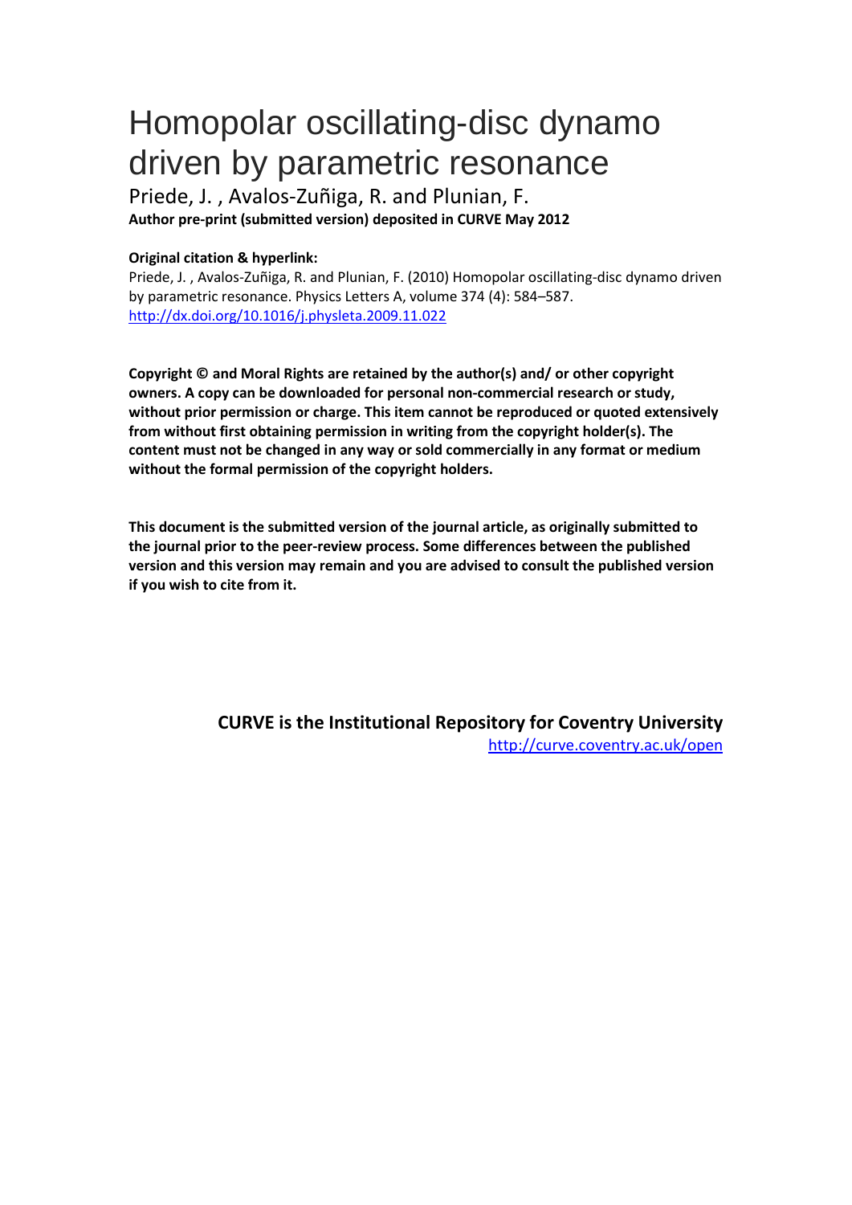# Homopolar oscillating-disc dynamo driven by parametric resonance

Priede, J. , Avalos-Zuñiga, R. and Plunian, F.

**Author pre-print (submitted version) deposited in CURVE May 2012**

**Original citation & hyperlink:**

Priede, J. , Avalos-Zuñiga, R. and Plunian, F. (2010) Homopolar oscillating-disc dynamo driven by parametric resonance. Physics Letters A, volume 374 (4): 584–587.
http://dx.doi.org/10.1016/j.physleta.2009.11.022

**Copyright © and Moral Rights are retained by the author(s) and/ or other copyright owners. A copy can be downloaded for personal non-commercial research or study, without prior permission or charge. This item cannot be reproduced or quoted extensively from without first obtaining permission in writing from the copyright holder(s). The content must not be changed in any way or sold commercially in any format or medium without the formal permission of the copyright holders.**

**This document is the submitted version of the journal article, as originally submitted to the journal prior to the peer-review process. Some differences between the published version and this version may remain and you are advised to consult the published version if you wish to cite from it.**

**CURVE is the Institutional Repository for Coventry University**

http://curve.coventry.ac.uk/open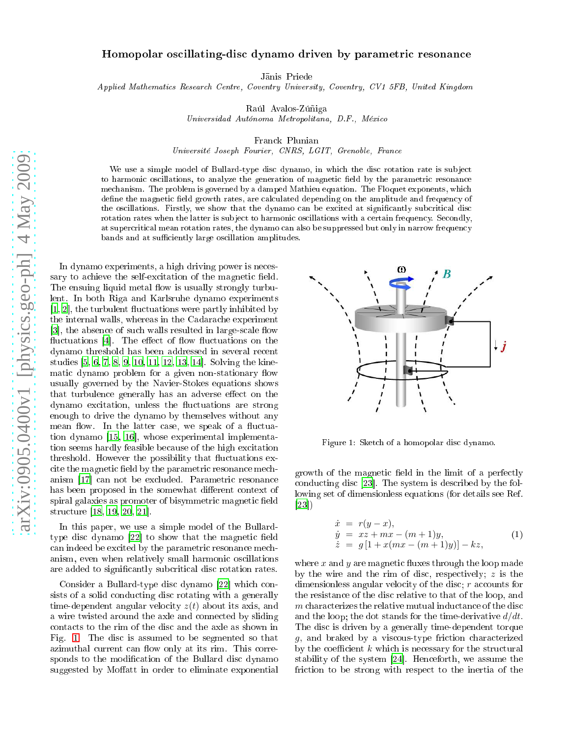# Homopolar oscillating-disc dynamo driven by parametric resonance

Jānis Priede

*Applied Mathematics Research Centre, Coventry University, Coventry, CV1 5FB, United Kingdom*

Raúl Avalos-Zúñiga

*Universidad Autónoma Metropolitana, D.F., México*

Franck Plunian

*Université Joseph Fourier, CNRS, LGIT, Grenoble, France*

We use a simple model of Bullard-type disc dynamo, in which the disc rotation rate is subject to harmonic oscillations, to analyze the generation of magnetic field by the parametric resonance mechanism. The problem is governed by a damped Mathieu equation. The Floquet exponents, which define the magnetic field growth rates, are calculated depending on the amplitude and frequency of the oscillations. Firstly, we show that the dynamo can be excited at significantly subcritical disc rotation rates when the latter is subject to harmonic oscillations with a certain frequency. Secondly, at supercritical mean rotation rates, the dynamo can also be suppressed but only in narrow frequency bands and at sufficiently large oscillation amplitudes.

In dynamo experiments, a high driving power is necessary to achieve the self-excitation of the magnetic field. The ensuing liquid metal flow is usually strongly turbulent. In both Riga and Karlsruhe dynamo experiments [1, 2], the turbulent fluctuations were partly inhibited by the internal walls, whereas in the Cadarache experiment [3], the absence of such walls resulted in large-scale flow fluctuations [4]. The effect of flow fluctuations on the dynamo threshold has been addressed in several recent studies [5, 6, 7, 8, 9, 10, 11, 12, 13, 14]. Solving the kinematic dynamo problem for a given non-stationary flow usually governed by the Navier-Stokes equations shows that turbulence generally has an adverse effect on the dynamo excitation, unless the fluctuations are strong enough to drive the dynamo by themselves without any mean flow. In the latter case, we speak of a fluctuation dynamo [15, 16], whose experimental implementation seems hardly feasible because of the high excitation threshold. However the possibility that fluctuations excite the magnetic field by the parametric resonance mechanism [17] can not be excluded. Parametric resonance has been proposed in the somewhat different context of spiral galaxies as promoter of bisymmetric magnetic field structure [18, 19, 20, 21].

In this paper, we use a simple model of the Bullard-type disc dynamo [22] to show that the magnetic field can indeed be excited by the parametric resonance mechanism, even when relatively small harmonic oscillations are added to significantly subcritical disc rotation rates.

Consider a Bullard-type disc dynamo [22] which consists of a solid conducting disc rotating with a generally time-dependent angular velocity $z(t)$ about its axis, and a wire twisted around the axle and connected by sliding contacts to the rim of the disc and the axle as shown in Fig. 1. The disc is assumed to be segmented so that azimuthal current can flow only at its rim. This corresponds to the modification of the Bullard disc dynamo suggested by Moffatt in order to eliminate exponential growth of the magnetic field in the limit of a perfectly conducting disc [23]. The system is described by the following set of dimensionless equations (for details see Ref. [23])

Figure 1: Sketch of a homopolar disc dynamo.

$$
\begin{aligned}
\dot{x} &= r(y-x), \\
\dot{y} &= xz + mx - (m+1)y, \\
\dot{z} &= g\left[1 + x(mx - (m+1)y)\right] - kz,
\end{aligned}
\tag{1}
$$

where $x$ and $y$ are magnetic fluxes through the loop made by the wire and the rim of disc, respectively; $z$ is the dimensionless angular velocity of the disc; $r$ accounts for the resistance of the disc relative to that of the loop, and $m$ characterizes the relative mutual inductance of the disc and the loop; the dot stands for the time-derivative $d/dt$. The disc is driven by a generally time-dependent torque $g$, and braked by a viscous-type friction characterized by the coefficient $k$ which is necessary for the structural stability of the system [24]. Henceforth, we assume the friction to be strong with respect to the inertia of the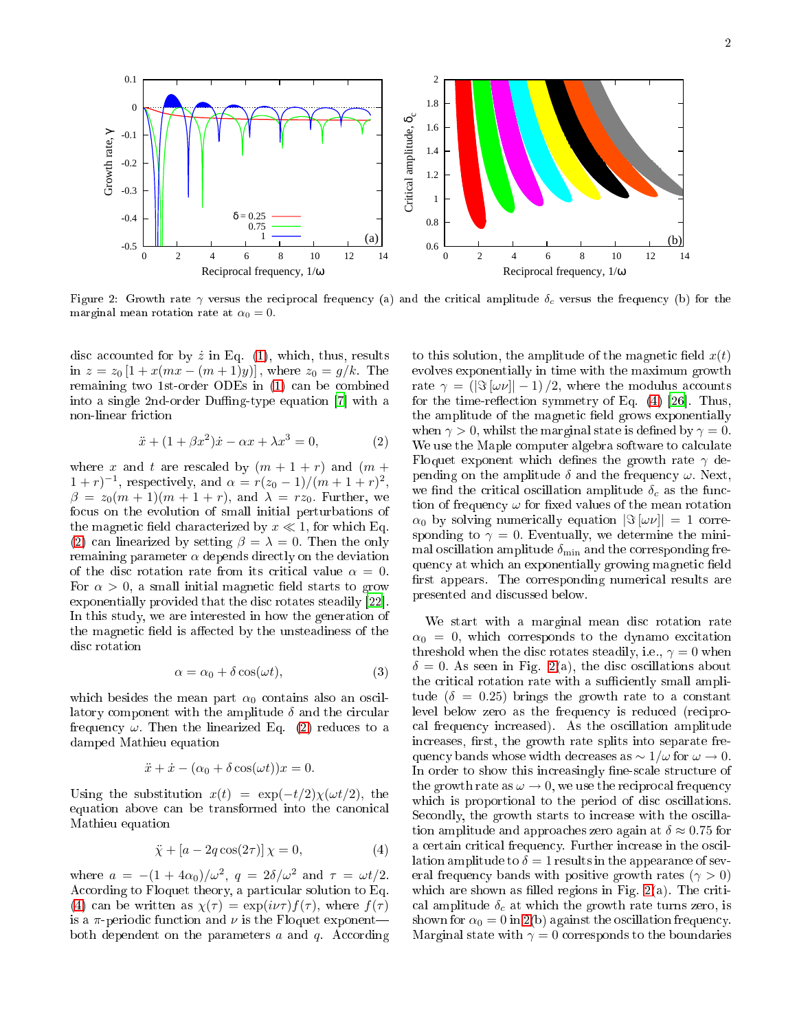Figure 2: Growth rate $\gamma$ versus the reciprocal frequency (a) and the critical amplitude $\delta_c$ versus the frequency (b) for the marginal mean rotation rate at $\alpha_0 = 0$.

disc accounted for by $\dot{z}$ in Eq. (1), which, thus, results in $z = z_0 [1 + x(mx - (m+1)y)]$, where $z_0 = g/k$. The remaining two 1st-order ODEs in (1) can be combined into a single 2nd-order Duffing-type equation [7] with a non-linear friction

$$\ddot{x} + (1 + \beta x^2)\dot{x} - \alpha x + \lambda x^3 = 0, \tag{2}$$

where $x$ and $t$ are rescaled by $(m+1+r)$ and $(m+1+r)^{-1}$, respectively, and $\alpha = r(z_0 - 1)/(m+1+r)^2$, $\beta = z_0(m+1)(m+1+r)$, and $\lambda = rz_0$. Further, we focus on the evolution of small initial perturbations of the magnetic field characterized by $x \ll 1$, for which Eq. (2) can be linearized by setting $\beta = \lambda = 0$. Then the only remaining parameter $\alpha$ depends directly on the deviation of the disc rotation rate from its critical value $\alpha = 0$. For $\alpha > 0$, a small initial magnetic field starts to grow exponentially provided that the disc rotates steadily [22]. In this study, we are interested in how the generation of the magnetic field is affected by the unsteadiness of the disc rotation

$$\alpha = \alpha_0 + \delta \cos(\omega t), \tag{3}$$

which besides the mean part $\alpha_0$ contains also an oscillatory component with the amplitude $\delta$ and the circular frequency $\omega$. Then the linearized Eq. (2) reduces to a damped Mathieu equation

$$\ddot{x} + \dot{x} - (\alpha_0 + \delta \cos(\omega t))x = 0.$$

Using the substitution $x(t) = \exp(-t/2)\chi(\omega t/2)$, the equation above can be transformed into the canonical Mathieu equation

$$\ddot{\chi} + [a - 2q\cos(2\tau)]\,\chi = 0, \tag{4}$$

where $a = -(1 + 4\alpha_0)/\omega^2$, $q = 2\delta/\omega^2$ and $\tau = \omega t/2$. According to Floquet theory, a particular solution to Eq. (4) can be written as $\chi(\tau) = \exp(i\nu\tau)f(\tau)$, where $f(\tau)$ is a $\pi$-periodic function and $\nu$ is the Floquet exponent—both dependent on the parameters $a$ and $q$. According to this solution, the amplitude of the magnetic field $x(t)$ evolves exponentially in time with the maximum growth rate $\gamma = (|\Im[\omega\nu]| - 1)/2$, where the modulus accounts for the time-reflection symmetry of Eq. (4) [26]. Thus, the amplitude of the magnetic field grows exponentially when $\gamma > 0$, whilst the marginal state is defined by $\gamma = 0$. We use the Maple computer algebra software to calculate Floquet exponent which defines the growth rate $\gamma$ depending on the amplitude $\delta$ and the frequency $\omega$. Next, we find the critical oscillation amplitude $\delta_c$ as the function of frequency $\omega$ for fixed values of the mean rotation $\alpha_0$ by solving numerically equation $|\Im[\omega\nu]| = 1$ corresponding to $\gamma = 0$. Eventually, we determine the minimal oscillation amplitude $\delta_{\min}$ and the corresponding frequency at which an exponentially growing magnetic field first appears. The corresponding numerical results are presented and discussed below.

We start with a marginal mean disc rotation rate $\alpha_0 = 0$, which corresponds to the dynamo excitation threshold when the disc rotates steadily, i.e., $\gamma = 0$ when $\delta = 0$. As seen in Fig. 2(a), the disc oscillations about the critical rotation rate with a sufficiently small amplitude ($\delta = 0.25$) brings the growth rate to a constant level below zero as the frequency is reduced (reciprocal frequency increased). As the oscillation amplitude increases, first, the growth rate splits into separate frequency bands whose width decreases as $\sim 1/\omega$ for $\omega \to 0$. In order to show this increasingly fine-scale structure of the growth rate as $\omega \to 0$, we use the reciprocal frequency which is proportional to the period of disc oscillations. Secondly, the growth starts to increase with the oscillation amplitude and approaches zero again at $\delta \approx 0.75$ for a certain critical frequency. Further increase in the oscillation amplitude to $\delta = 1$ results in the appearance of several frequency bands with positive growth rates ($\gamma > 0$) which are shown as filled regions in Fig. 2(a). The critical amplitude $\delta_c$ at which the growth rate turns zero, is shown for $\alpha_0 = 0$ in 2(b) against the oscillation frequency. Marginal state with $\gamma = 0$ corresponds to the boundaries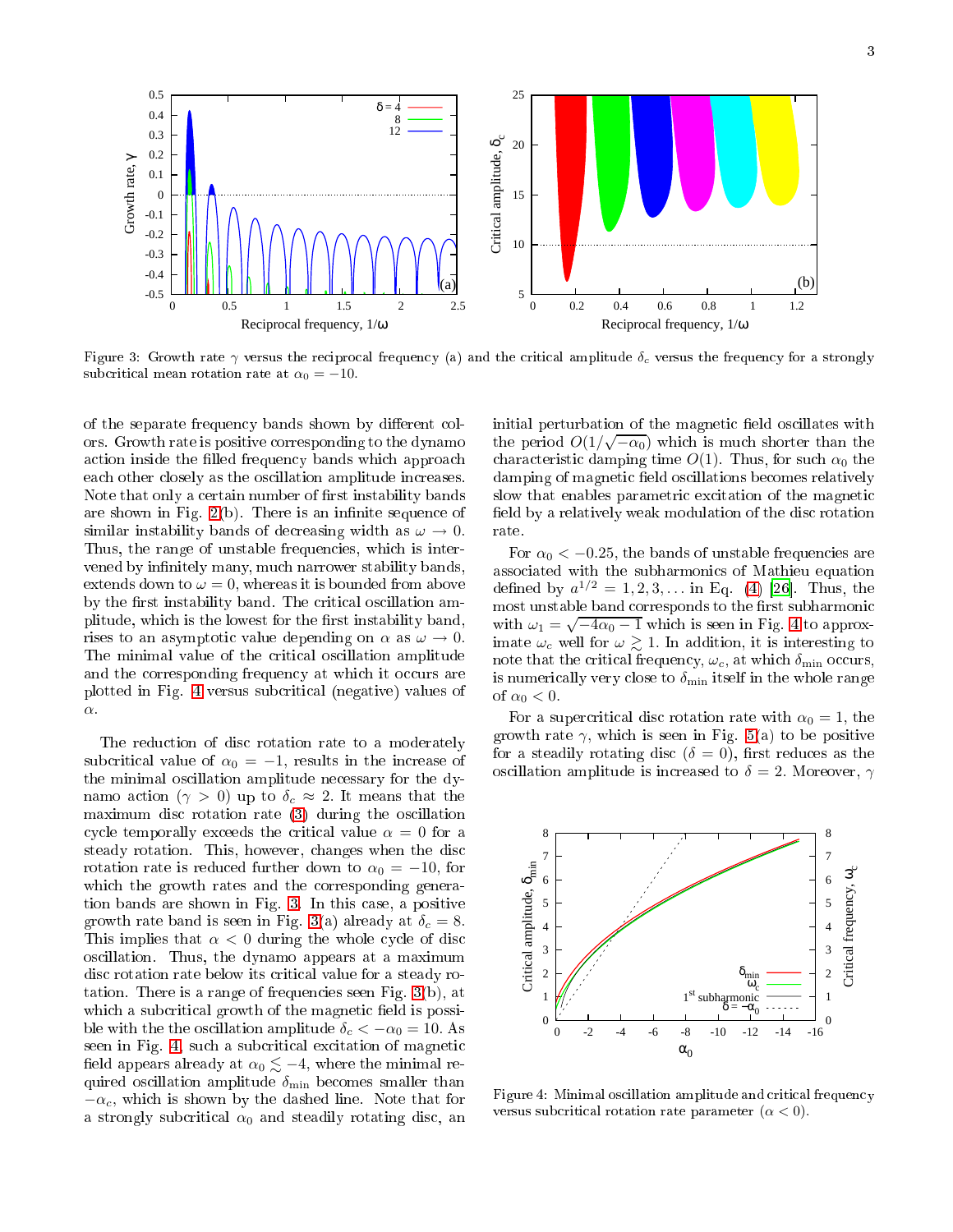Figure 3: Growth rate $\gamma$ versus the reciprocal frequency (a) and the critical amplitude $\delta_c$ versus the frequency for a strongly subcritical mean rotation rate at $\alpha_0 = -10$.

of the separate frequency bands shown by different colors. Growth rate is positive corresponding to the dynamo action inside the filled frequency bands which approach each other closely as the oscillation amplitude increases. Note that only a certain number of first instability bands are shown in Fig. 2(b). There is an infinite sequence of similar instability bands of decreasing width as $\omega \to 0$. Thus, the range of unstable frequencies, which is intervened by infinitely many, much narrower stability bands, extends down to $\omega = 0$, whereas it is bounded from above by the first instability band. The critical oscillation amplitude, which is the lowest for the first instability band, rises to an asymptotic value depending on $\alpha$ as $\omega \to 0$. The minimal value of the critical oscillation amplitude and the corresponding frequency at which it occurs are plotted in Fig. 4 versus subcritical (negative) values of $\alpha$.

The reduction of disc rotation rate to a moderately subcritical value of $\alpha_0 = -1$, results in the increase of the minimal oscillation amplitude necessary for the dynamo action ($\gamma > 0$) up to $\delta_c \approx 2$. It means that the maximum disc rotation rate (3) during the oscillation cycle temporally exceeds the critical value $\alpha = 0$ for a steady rotation. This, however, changes when the disc rotation rate is reduced further down to $\alpha_0 = -10$, for which the growth rates and the corresponding generation bands are shown in Fig. 3. In this case, a positive growth rate band is seen in Fig. 3(a) already at $\delta_c = 8$. This implies that $\alpha < 0$ during the whole cycle of disc oscillation. Thus, the dynamo appears at a maximum disc rotation rate below its critical value for a steady rotation. There is a range of frequencies seen Fig. 3(b), at which a subcritical growth of the magnetic field is possible with the the oscillation amplitude $\delta_c < -\alpha_0 = 10$. As seen in Fig. 4, such a subcritical excitation of magnetic field appears already at $\alpha_0 \lesssim -4$, where the minimal required oscillation amplitude $\delta_{\min}$ becomes smaller than $-\alpha_c$, which is shown by the dashed line. Note that for a strongly subcritical $\alpha_0$ and steadily rotating disc, an initial perturbation of the magnetic field oscillates with the period $O(1/\sqrt{-\alpha_0})$ which is much shorter than the characteristic damping time $O(1)$. Thus, for such $\alpha_0$ the damping of magnetic field oscillations becomes relatively slow that enables parametric excitation of the magnetic field by a relatively weak modulation of the disc rotation rate.

For $\alpha_0 < -0.25$, the bands of unstable frequencies are associated with the subharmonics of Mathieu equation defined by $a^{1/2} = 1, 2, 3, \ldots$ in Eq. (4) [26]. Thus, the most unstable band corresponds to the first subharmonic with $\omega_1 = \sqrt{-4\alpha_0 - 1}$ which is seen in Fig. 4 to approximate $\omega_c$ well for $\omega \gtrsim 1$. In addition, it is interesting to note that the critical frequency, $\omega_c$, at which $\delta_{\min}$ occurs, is numerically very close to $\delta_{\min}$ itself in the whole range of $\alpha_0 < 0$.

For a supercritical disc rotation rate with $\alpha_0 = 1$, the growth rate $\gamma$, which is seen in Fig. 5(a) to be positive for a steadily rotating disc ($\delta = 0$), first reduces as the oscillation amplitude is increased to $\delta = 2$. Moreover, $\gamma$

Figure 4: Minimal oscillation amplitude and critical frequency versus subcritical rotation rate parameter ($\alpha < 0$).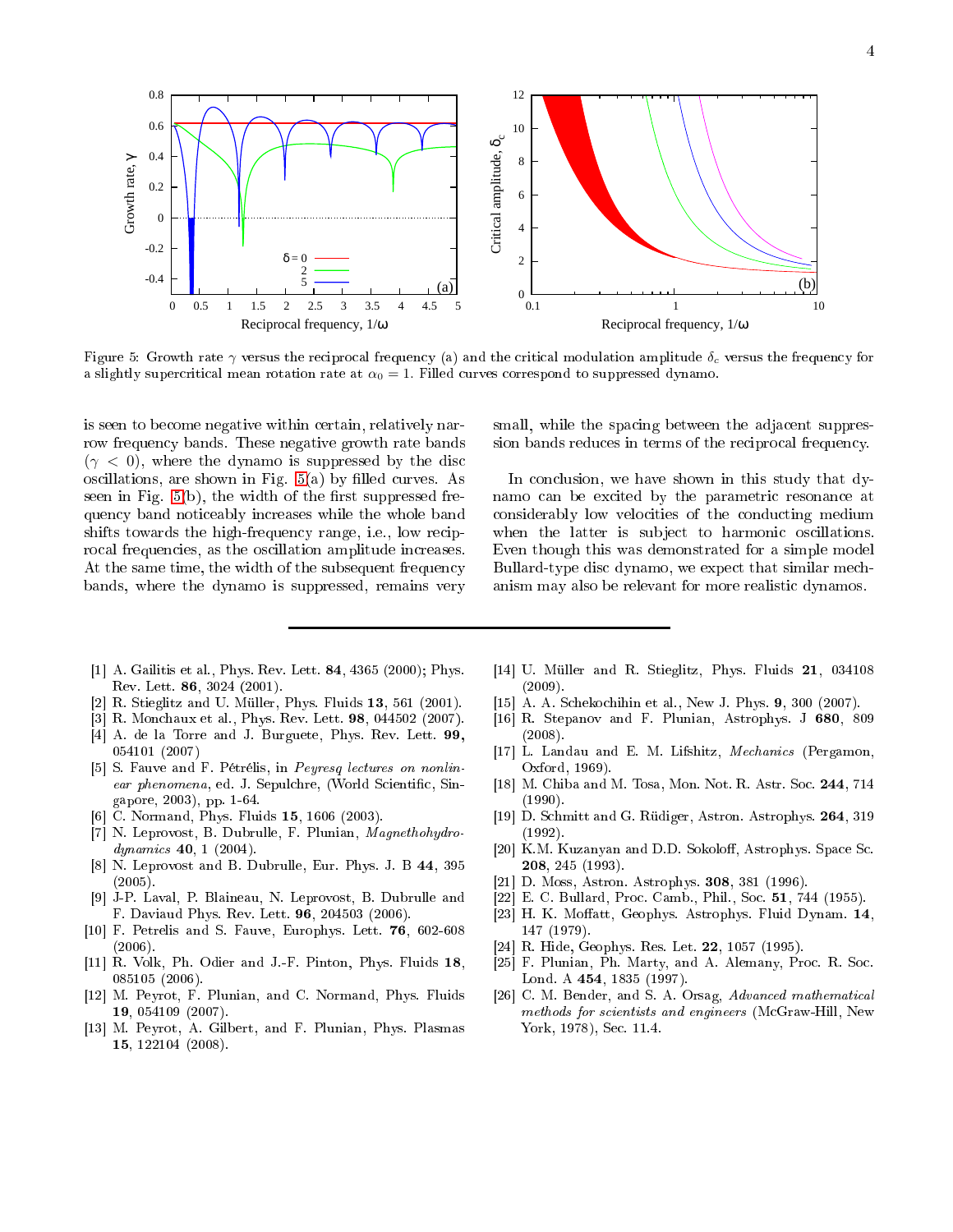0.8
0.6
0.4
0.2
0
-0.2
-0.4

Growth rate, $\gamma$

$\delta = 0$
2
5

(a)

0 0.5 1 1.5 2 2.5 3 3.5 4 4.5 5

Reciprocal frequency, $1/\omega$

12
10
8
6
4
2
0

Critical amplitude, $\delta_c$

(b)

0.1 1 10

Reciprocal frequency, $1/\omega$

Figure 5: Growth rate $\gamma$ versus the reciprocal frequency (a) and the critical modulation amplitude $\delta_c$ versus the frequency for a slightly supercritical mean rotation rate at $\alpha_0 = 1$. Filled curves correspond to suppressed dynamo.

is seen to become negative within certain, relatively narrow frequency bands. These negative growth rate bands ($\gamma < 0$), where the dynamo is suppressed by the disc oscillations, are shown in Fig. 5(a) by filled curves. As seen in Fig. 5(b), the width of the first suppressed frequency band noticeably increases while the whole band shifts towards the high-frequency range, i.e., low reciprocal frequencies, as the oscillation amplitude increases. At the same time, the width of the subsequent frequency bands, where the dynamo is suppressed, remains very small, while the spacing between the adjacent suppression bands reduces in terms of the reciprocal frequency.

In conclusion, we have shown in this study that dynamo can be excited by the parametric resonance at considerably low velocities of the conducting medium when the latter is subject to harmonic oscillations. Even though this was demonstrated for a simple model Bullard-type disc dynamo, we expect that similar mechanism may also be relevant for more realistic dynamos.

---

[1] A. Gailitis et al., Phys. Rev. Lett. **84**, 4365 (2000); Phys. Rev. Lett. **86**, 3024 (2001).

[2] R. Stieglitz and U. Müller, Phys. Fluids **13**, 561 (2001).

[3] R. Monchaux et al., Phys. Rev. Lett. **98**, 044502 (2007).

[4] A. de la Torre and J. Burguete, Phys. Rev. Lett. **99,** 054101 (2007)

[5] S. Fauve and F. Pétrélis, in *Peyresq lectures on nonlinear phenomena*, ed. J. Sepulchre, (World Scientific, Singapore, 2003), pp. 1-64.

[6] C. Normand, Phys. Fluids **15**, 1606 (2003).

[7] N. Leprovost, B. Dubrulle, F. Plunian, *Magnethohydrodynamics* **40**, 1 (2004).

[8] N. Leprovost and B. Dubrulle, Eur. Phys. J. B **44**, 395 (2005).

[9] J-P. Laval, P. Blaineau, N. Leprovost, B. Dubrulle and F. Daviaud Phys. Rev. Lett. **96**, 204503 (2006).

[10] F. Petrelis and S. Fauve, Europhys. Lett. **76**, 602-608 (2006).

[11] R. Volk, Ph. Odier and J.-F. Pinton, Phys. Fluids **18**, 085105 (2006).

[12] M. Peyrot, F. Plunian, and C. Normand, Phys. Fluids **19**, 054109 (2007).

[13] M. Peyrot, A. Gilbert, and F. Plunian, Phys. Plasmas **15**, 122104 (2008).

[14] U. Müller and R. Stieglitz, Phys. Fluids **21**, 034108 (2009).

[15] A. A. Schekochihin et al., New J. Phys. **9**, 300 (2007).

[16] R. Stepanov and F. Plunian, Astrophys. J **680**, 809 (2008).

[17] L. Landau and E. M. Lifshitz, *Mechanics* (Pergamon, Oxford, 1969).

[18] M. Chiba and M. Tosa, Mon. Not. R. Astr. Soc. **244**, 714 (1990).

[19] D. Schmitt and G. Rüdiger, Astron. Astrophys. **264**, 319 (1992).

[20] K.M. Kuzanyan and D.D. Sokoloff, Astrophys. Space Sc. **208**, 245 (1993).

[21] D. Moss, Astron. Astrophys. **308**, 381 (1996).

[22] E. C. Bullard, Proc. Camb., Phil., Soc. **51**, 744 (1955).

[23] H. K. Moffatt, Geophys. Astrophys. Fluid Dynam. **14**, 147 (1979).

[24] R. Hide, Geophys. Res. Let. **22**, 1057 (1995).

[25] F. Plunian, Ph. Marty, and A. Alemany, Proc. R. Soc. Lond. A **454**, 1835 (1997).

[26] C. M. Bender, and S. A. Orsag, *Advanced mathematical methods for scientists and engineers* (McGraw-Hill, New York, 1978), Sec. 11.4.